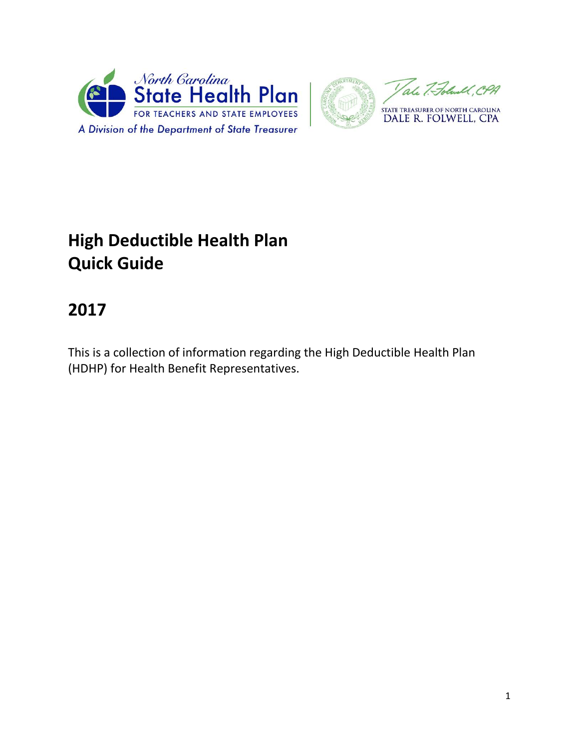North Carolina State Health Plan FOR TEACHERS AND STATE EMPLOYEES

A Division of the Department of State Treasurer

STATE TREASURER OF NORTH CAROLINA DALE R. FOLWELL, CPA

# High Deductible Health Plan Quick Guide

# 2017

This is a collection of information regarding the High Deductible Health Plan (HDHP) for Health Benefit Representatives.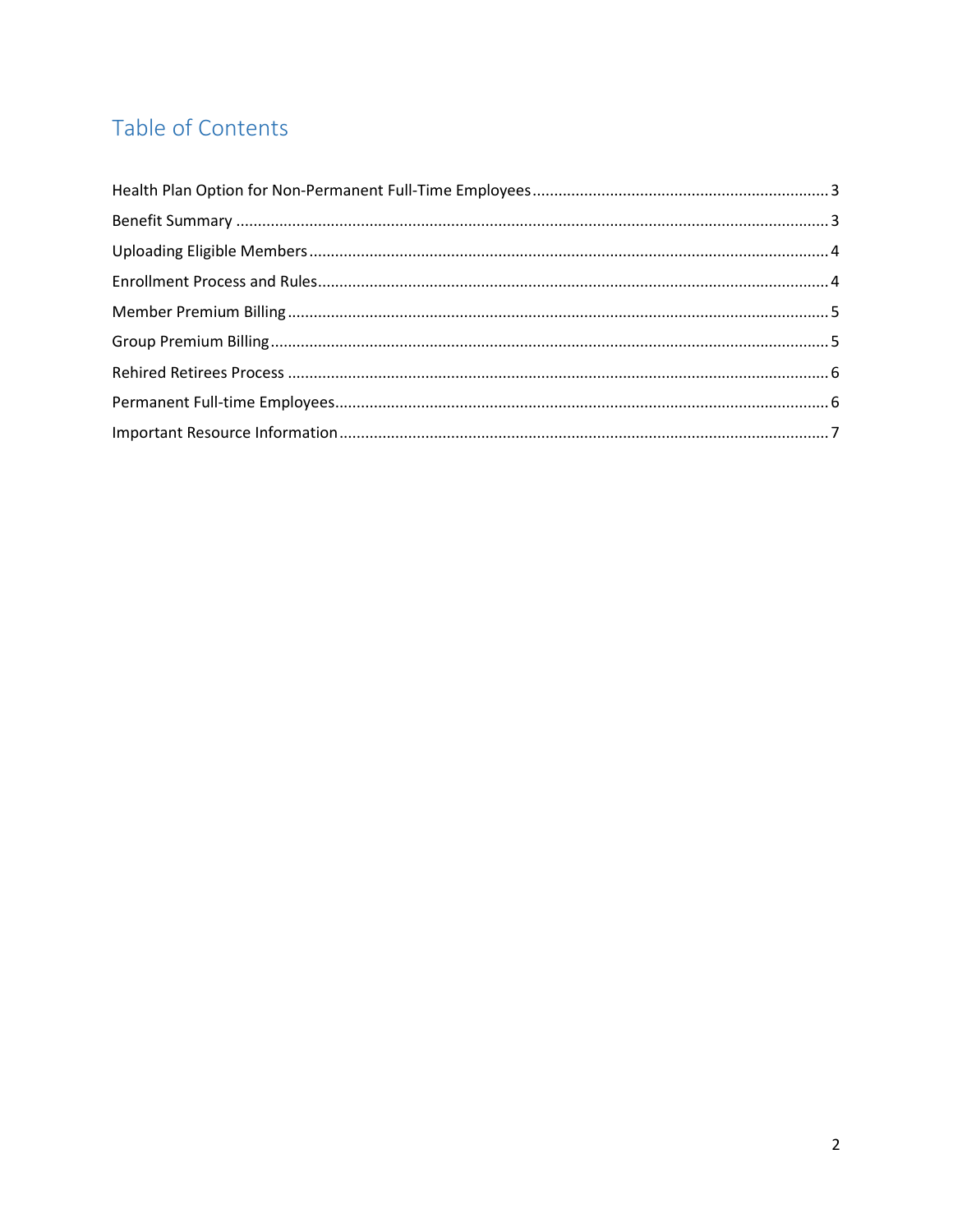# Table of Contents

Health Plan Option for Non-Permanent Full-Time Employees.....3

Benefit Summary.....3

Uploading Eligible Members.....4

Enrollment Process and Rules.....4

Member Premium Billing.....5

Group Premium Billing.....5

Rehired Retirees Process.....6

Permanent Full-time Employees.....6

Important Resource Information.....7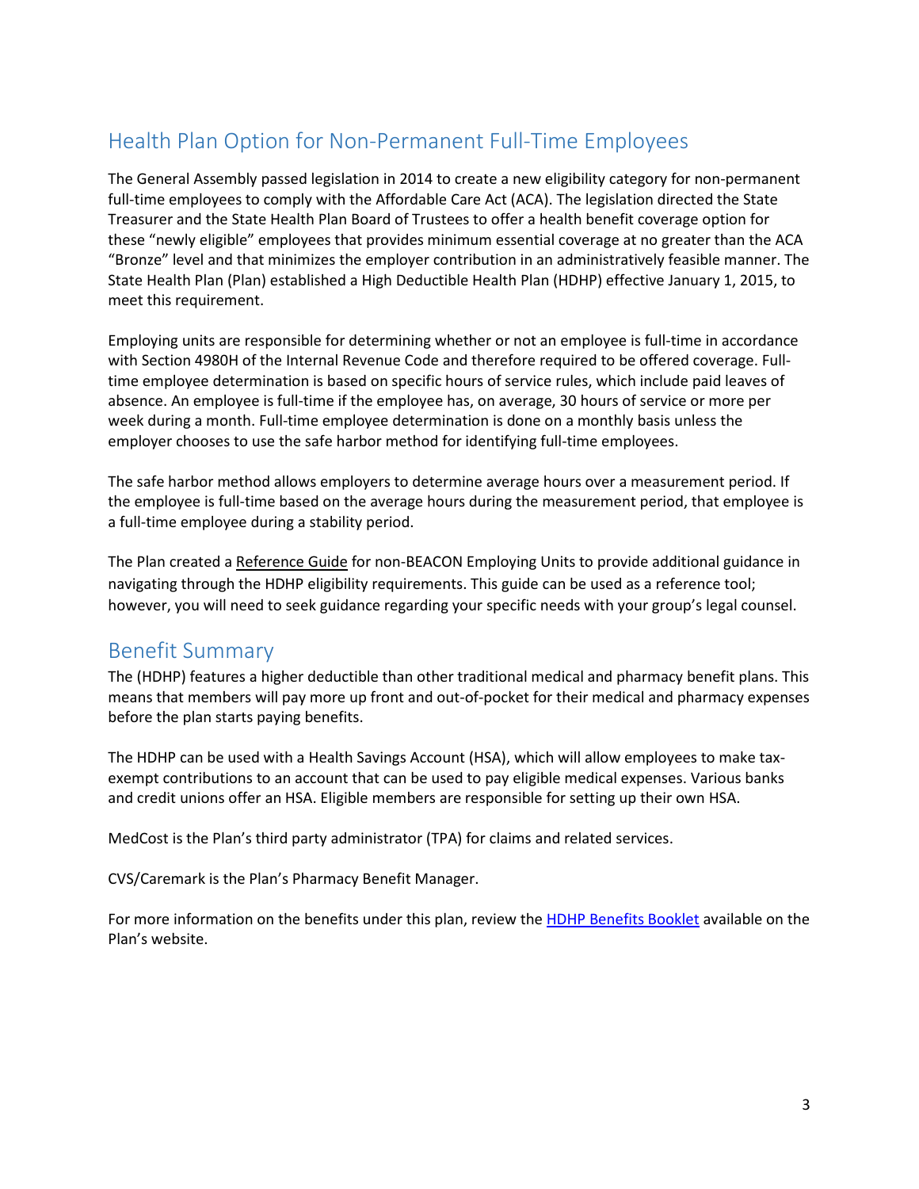## Health Plan Option for Non-Permanent Full-Time Employees

The General Assembly passed legislation in 2014 to create a new eligibility category for non-permanent full-time employees to comply with the Affordable Care Act (ACA). The legislation directed the State Treasurer and the State Health Plan Board of Trustees to offer a health benefit coverage option for these "newly eligible" employees that provides minimum essential coverage at no greater than the ACA "Bronze" level and that minimizes the employer contribution in an administratively feasible manner. The State Health Plan (Plan) established a High Deductible Health Plan (HDHP) effective January 1, 2015, to meet this requirement.

Employing units are responsible for determining whether or not an employee is full-time in accordance with Section 4980H of the Internal Revenue Code and therefore required to be offered coverage. Full-time employee determination is based on specific hours of service rules, which include paid leaves of absence. An employee is full-time if the employee has, on average, 30 hours of service or more per week during a month. Full-time employee determination is done on a monthly basis unless the employer chooses to use the safe harbor method for identifying full-time employees.

The safe harbor method allows employers to determine average hours over a measurement period. If the employee is full-time based on the average hours during the measurement period, that employee is a full-time employee during a stability period.

The Plan created a Reference Guide for non-BEACON Employing Units to provide additional guidance in navigating through the HDHP eligibility requirements. This guide can be used as a reference tool; however, you will need to seek guidance regarding your specific needs with your group's legal counsel.

## Benefit Summary

The (HDHP) features a higher deductible than other traditional medical and pharmacy benefit plans. This means that members will pay more up front and out-of-pocket for their medical and pharmacy expenses before the plan starts paying benefits.

The HDHP can be used with a Health Savings Account (HSA), which will allow employees to make tax-exempt contributions to an account that can be used to pay eligible medical expenses. Various banks and credit unions offer an HSA. Eligible members are responsible for setting up their own HSA.

MedCost is the Plan's third party administrator (TPA) for claims and related services.

CVS/Caremark is the Plan's Pharmacy Benefit Manager.

For more information on the benefits under this plan, review the HDHP Benefits Booklet available on the Plan's website.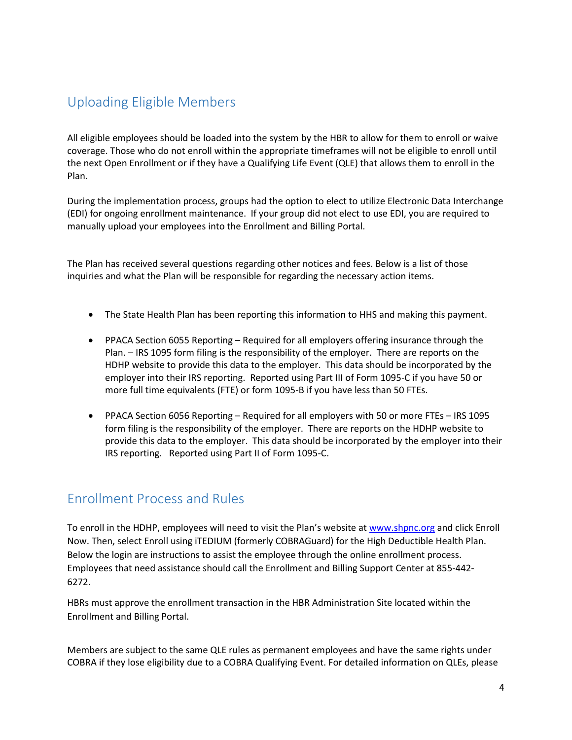## Uploading Eligible Members

All eligible employees should be loaded into the system by the HBR to allow for them to enroll or waive coverage. Those who do not enroll within the appropriate timeframes will not be eligible to enroll until the next Open Enrollment or if they have a Qualifying Life Event (QLE) that allows them to enroll in the Plan.

During the implementation process, groups had the option to elect to utilize Electronic Data Interchange (EDI) for ongoing enrollment maintenance. If your group did not elect to use EDI, you are required to manually upload your employees into the Enrollment and Billing Portal.

The Plan has received several questions regarding other notices and fees. Below is a list of those inquiries and what the Plan will be responsible for regarding the necessary action items.

- The State Health Plan has been reporting this information to HHS and making this payment.
- PPACA Section 6055 Reporting – Required for all employers offering insurance through the Plan. – IRS 1095 form filing is the responsibility of the employer. There are reports on the HDHP website to provide this data to the employer. This data should be incorporated by the employer into their IRS reporting. Reported using Part III of Form 1095-C if you have 50 or more full time equivalents (FTE) or form 1095-B if you have less than 50 FTEs.
- PPACA Section 6056 Reporting – Required for all employers with 50 or more FTEs – IRS 1095 form filing is the responsibility of the employer. There are reports on the HDHP website to provide this data to the employer. This data should be incorporated by the employer into their IRS reporting. Reported using Part II of Form 1095-C.

## Enrollment Process and Rules

To enroll in the HDHP, employees will need to visit the Plan's website at [www.shpnc.org](www.shpnc.org) and click Enroll Now. Then, select Enroll using iTEDIUM (formerly COBRAGuard) for the High Deductible Health Plan. Below the login are instructions to assist the employee through the online enrollment process. Employees that need assistance should call the Enrollment and Billing Support Center at 855-442-6272.

HBRs must approve the enrollment transaction in the HBR Administration Site located within the Enrollment and Billing Portal.

Members are subject to the same QLE rules as permanent employees and have the same rights under COBRA if they lose eligibility due to a COBRA Qualifying Event. For detailed information on QLEs, please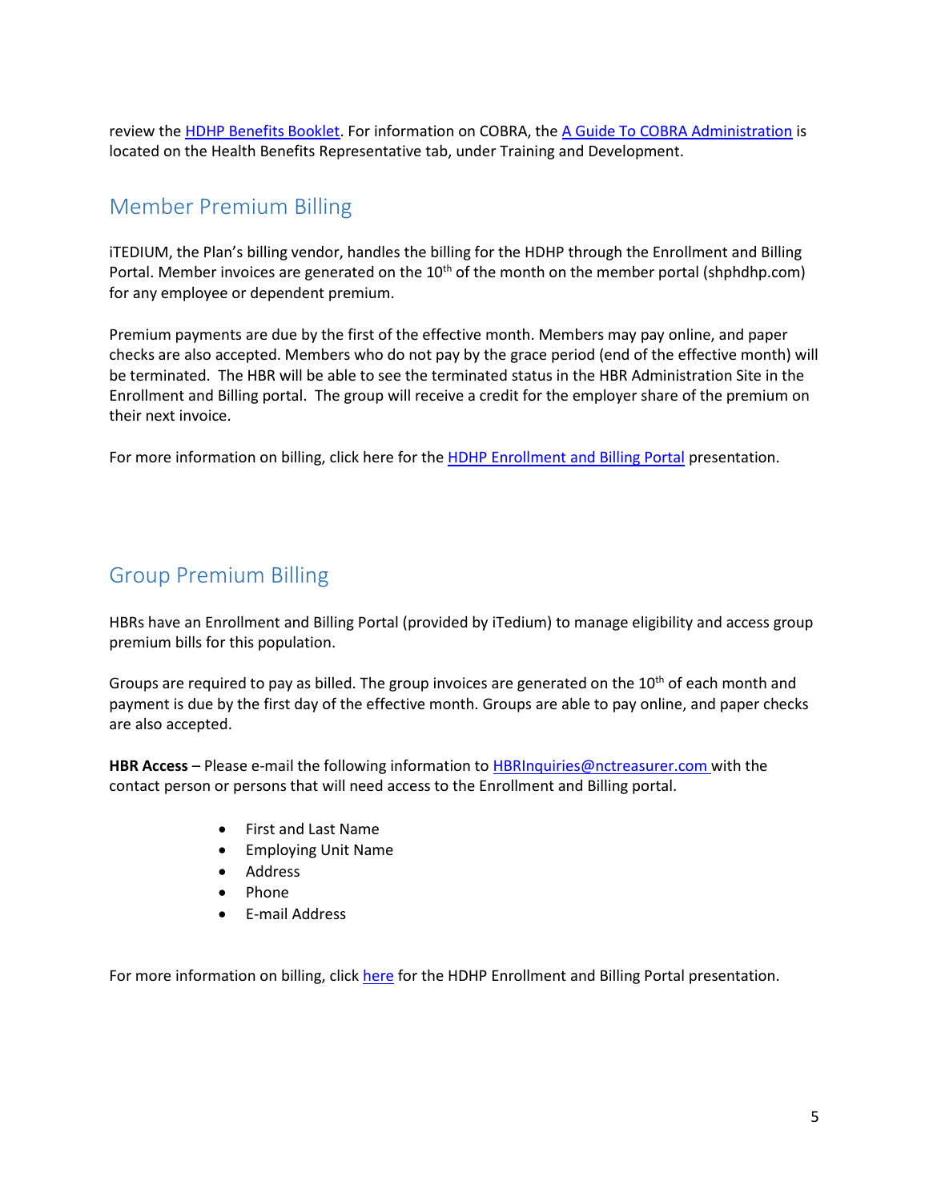review the HDHP Benefits Booklet. For information on COBRA, the A Guide To COBRA Administration is located on the Health Benefits Representative tab, under Training and Development.

## Member Premium Billing

iTEDIUM, the Plan's billing vendor, handles the billing for the HDHP through the Enrollment and Billing Portal. Member invoices are generated on the 10th of the month on the member portal (shphdhp.com) for any employee or dependent premium.

Premium payments are due by the first of the effective month. Members may pay online, and paper checks are also accepted. Members who do not pay by the grace period (end of the effective month) will be terminated. The HBR will be able to see the terminated status in the HBR Administration Site in the Enrollment and Billing portal. The group will receive a credit for the employer share of the premium on their next invoice.

For more information on billing, click here for the HDHP Enrollment and Billing Portal presentation.

## Group Premium Billing

HBRs have an Enrollment and Billing Portal (provided by iTedium) to manage eligibility and access group premium bills for this population.

Groups are required to pay as billed. The group invoices are generated on the 10th of each month and payment is due by the first day of the effective month. Groups are able to pay online, and paper checks are also accepted.

**HBR Access** – Please e-mail the following information to HBRInquiries@nctreasurer.com with the contact person or persons that will need access to the Enrollment and Billing portal.

- First and Last Name
- Employing Unit Name
- Address
- Phone
- E-mail Address

For more information on billing, click here for the HDHP Enrollment and Billing Portal presentation.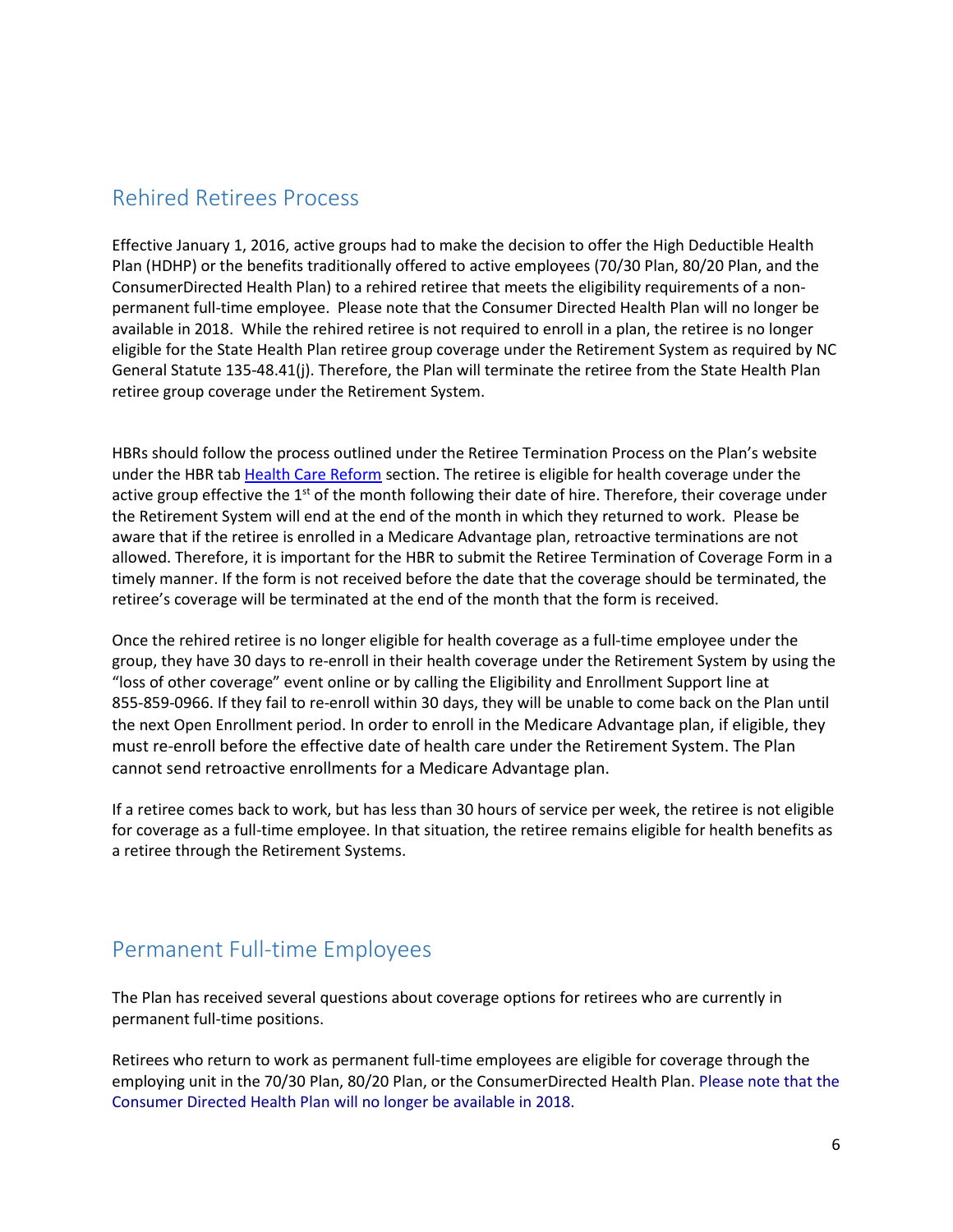## Rehired Retirees Process

Effective January 1, 2016, active groups had to make the decision to offer the High Deductible Health Plan (HDHP) or the benefits traditionally offered to active employees (70/30 Plan, 80/20 Plan, and the ConsumerDirected Health Plan) to a rehired retiree that meets the eligibility requirements of a non-permanent full-time employee. Please note that the Consumer Directed Health Plan will no longer be available in 2018. While the rehired retiree is not required to enroll in a plan, the retiree is no longer eligible for the State Health Plan retiree group coverage under the Retirement System as required by NC General Statute 135-48.41(j). Therefore, the Plan will terminate the retiree from the State Health Plan retiree group coverage under the Retirement System.

HBRs should follow the process outlined under the Retiree Termination Process on the Plan's website under the HBR tab Health Care Reform section. The retiree is eligible for health coverage under the active group effective the 1st of the month following their date of hire. Therefore, their coverage under the Retirement System will end at the end of the month in which they returned to work. Please be aware that if the retiree is enrolled in a Medicare Advantage plan, retroactive terminations are not allowed. Therefore, it is important for the HBR to submit the Retiree Termination of Coverage Form in a timely manner. If the form is not received before the date that the coverage should be terminated, the retiree's coverage will be terminated at the end of the month that the form is received.

Once the rehired retiree is no longer eligible for health coverage as a full-time employee under the group, they have 30 days to re-enroll in their health coverage under the Retirement System by using the "loss of other coverage" event online or by calling the Eligibility and Enrollment Support line at 855-859-0966. If they fail to re-enroll within 30 days, they will be unable to come back on the Plan until the next Open Enrollment period. In order to enroll in the Medicare Advantage plan, if eligible, they must re-enroll before the effective date of health care under the Retirement System. The Plan cannot send retroactive enrollments for a Medicare Advantage plan.

If a retiree comes back to work, but has less than 30 hours of service per week, the retiree is not eligible for coverage as a full-time employee. In that situation, the retiree remains eligible for health benefits as a retiree through the Retirement Systems.

## Permanent Full-time Employees

The Plan has received several questions about coverage options for retirees who are currently in permanent full-time positions.

Retirees who return to work as permanent full-time employees are eligible for coverage through the employing unit in the 70/30 Plan, 80/20 Plan, or the ConsumerDirected Health Plan. Please note that the Consumer Directed Health Plan will no longer be available in 2018.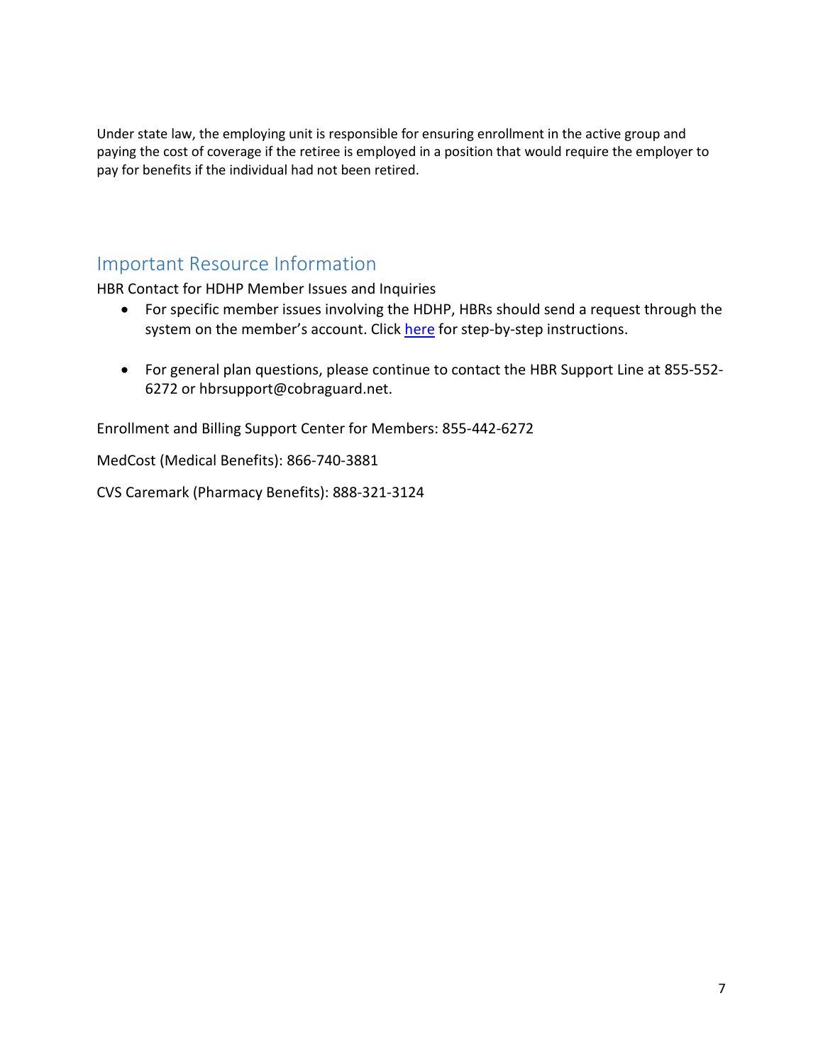Under state law, the employing unit is responsible for ensuring enrollment in the active group and paying the cost of coverage if the retiree is employed in a position that would require the employer to pay for benefits if the individual had not been retired.

## Important Resource Information

HBR Contact for HDHP Member Issues and Inquiries

- For specific member issues involving the HDHP, HBRs should send a request through the system on the member's account. Click here for step-by-step instructions.
- For general plan questions, please continue to contact the HBR Support Line at 855-552-6272 or hbrsupport@cobraguard.net.

Enrollment and Billing Support Center for Members: 855-442-6272

MedCost (Medical Benefits): 866-740-3881

CVS Caremark (Pharmacy Benefits): 888-321-3124